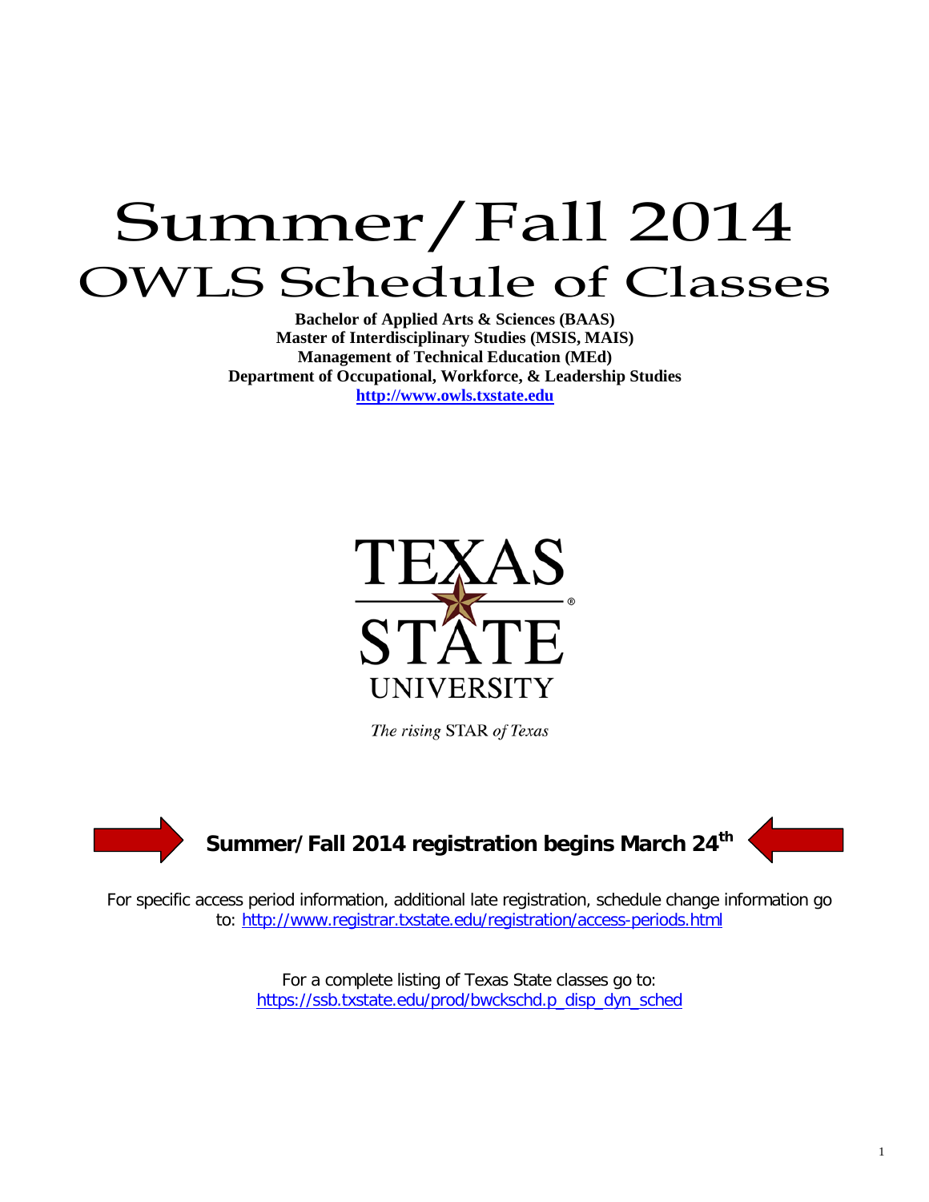# Summer/Fall 2014

# OWLS Schedule of Classes

**Bachelor of Applied Arts & Sciences (BAAS)**
**Master of Interdisciplinary Studies (MSIS, MAIS)**
**Management of Technical Education (MEd)**
**Department of Occupational, Workforce, & Leadership Studies**
**http://www.owls.txstate.edu**

TEXAS STATE UNIVERSITY

*The rising* STAR *of Texas*

**Summer/Fall 2014 registration begins March 24th**

For specific access period information, additional late registration, schedule change information go to: http://www.registrar.txstate.edu/registration/access-periods.html

For a complete listing of Texas State classes go to: https://ssb.txstate.edu/prod/bwckschd.p_disp_dyn_sched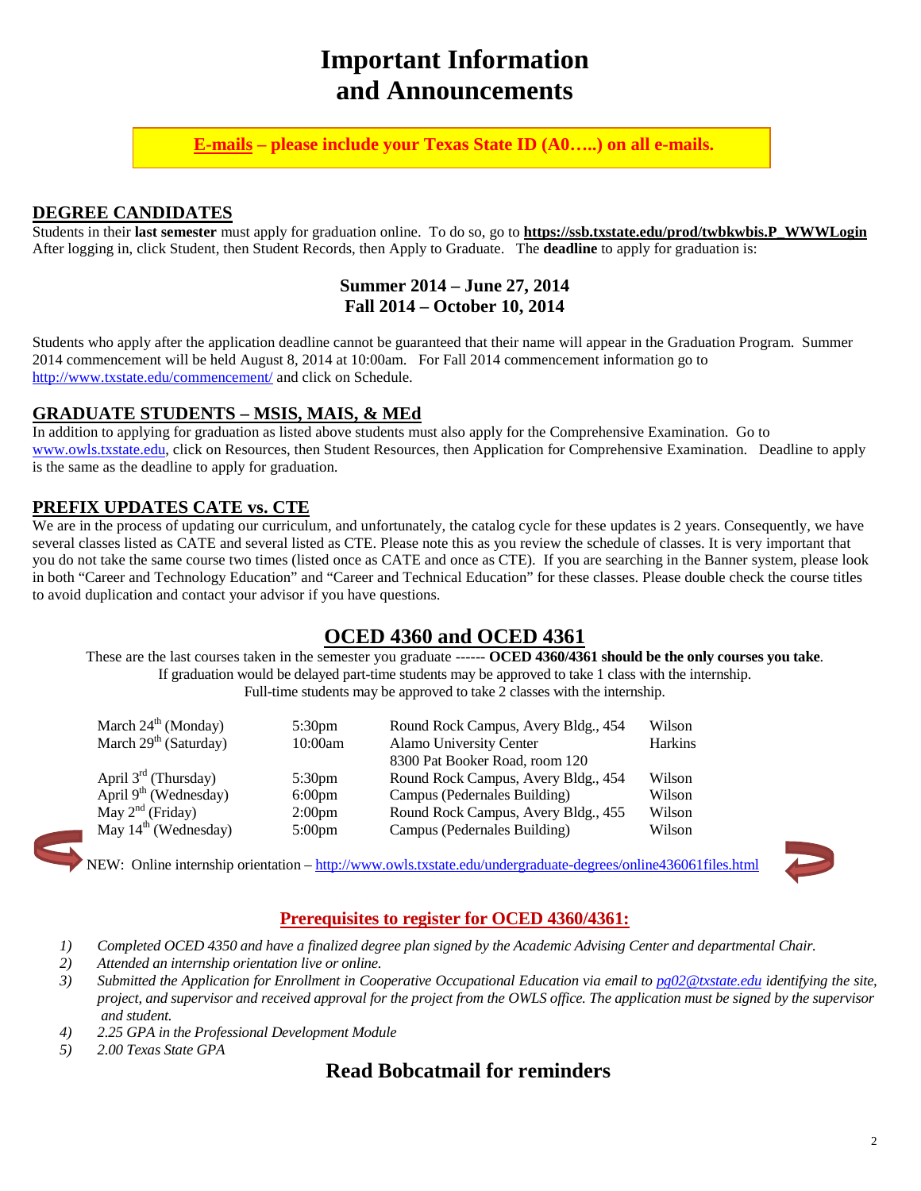# Important Information and Announcements

**E-mails – please include your Texas State ID (A0…..) on all e-mails.**

## DEGREE CANDIDATES

Students in their **last semester** must apply for graduation online. To do so, go to **https://ssb.txstate.edu/prod/twbkwbis.P_WWWLogin** After logging in, click Student, then Student Records, then Apply to Graduate. The **deadline** to apply for graduation is:

**Summer 2014 – June 27, 2014**
**Fall 2014 – October 10, 2014**

Students who apply after the application deadline cannot be guaranteed that their name will appear in the Graduation Program. Summer 2014 commencement will be held August 8, 2014 at 10:00am. For Fall 2014 commencement information go to http://www.txstate.edu/commencement/ and click on Schedule.

## GRADUATE STUDENTS – MSIS, MAIS, & MEd

In addition to applying for graduation as listed above students must also apply for the Comprehensive Examination. Go to www.owls.txstate.edu, click on Resources, then Student Resources, then Application for Comprehensive Examination. Deadline to apply is the same as the deadline to apply for graduation.

## PREFIX UPDATES CATE vs. CTE

We are in the process of updating our curriculum, and unfortunately, the catalog cycle for these updates is 2 years. Consequently, we have several classes listed as CATE and several listed as CTE. Please note this as you review the schedule of classes. It is very important that you do not take the same course two times (listed once as CATE and once as CTE). If you are searching in the Banner system, please look in both "Career and Technology Education" and "Career and Technical Education" for these classes. Please double check the course titles to avoid duplication and contact your advisor if you have questions.

## OCED 4360 and OCED 4361

These are the last courses taken in the semester you graduate ------ **OCED 4360/4361 should be the only courses you take**.
If graduation would be delayed part-time students may be approved to take 1 class with the internship.
Full-time students may be approved to take 2 classes with the internship.

| Date | Time | Location | Instructor |
|---|---|---|---|
| March 24th (Monday) | 5:30pm | Round Rock Campus, Avery Bldg., 454 | Wilson |
| March 29th (Saturday) | 10:00am | Alamo University Center 8300 Pat Booker Road, room 120 | Harkins |
| April 3rd (Thursday) | 5:30pm | Round Rock Campus, Avery Bldg., 454 | Wilson |
| April 9th (Wednesday) | 6:00pm | Campus (Pedernales Building) | Wilson |
| May 2nd (Friday) | 2:00pm | Round Rock Campus, Avery Bldg., 455 | Wilson |
| May 14th (Wednesday) | 5:00pm | Campus (Pedernales Building) | Wilson |

NEW: Online internship orientation – http://www.owls.txstate.edu/undergraduate-degrees/online436061files.html

### Prerequisites to register for OCED 4360/4361:

1) *Completed OCED 4350 and have a finalized degree plan signed by the Academic Advising Center and departmental Chair.*
2) *Attended an internship orientation live or online.*
3) *Submitted the Application for Enrollment in Cooperative Occupational Education via email to pg02@txstate.edu identifying the site, project, and supervisor and received approval for the project from the OWLS office. The application must be signed by the supervisor and student.*
4) *2.25 GPA in the Professional Development Module*
5) *2.00 Texas State GPA*

## Read Bobcatmail for reminders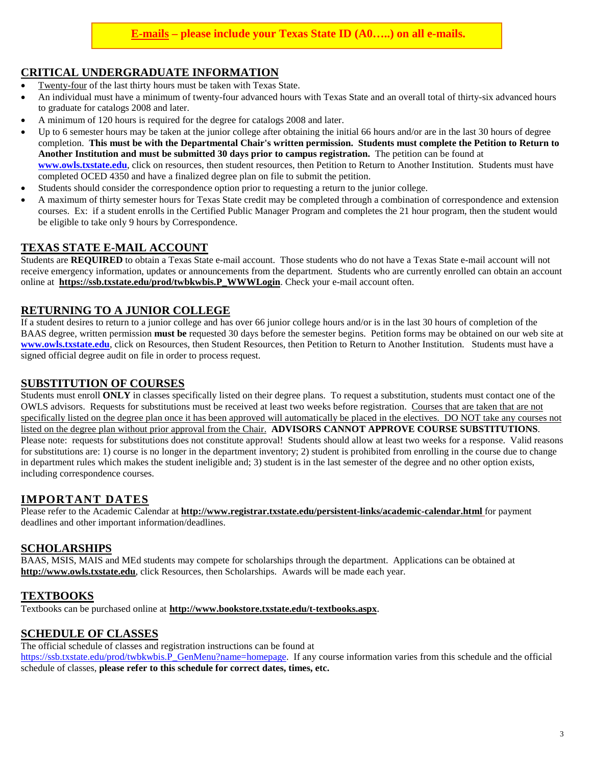**E-mails – please include your Texas State ID (A0…..) on all e-mails.**

## CRITICAL UNDERGRADUATE INFORMATION

- Twenty-four of the last thirty hours must be taken with Texas State.
- An individual must have a minimum of twenty-four advanced hours with Texas State and an overall total of thirty-six advanced hours to graduate for catalogs 2008 and later.
- A minimum of 120 hours is required for the degree for catalogs 2008 and later.
- Up to 6 semester hours may be taken at the junior college after obtaining the initial 66 hours and/or are in the last 30 hours of degree completion. **This must be with the Departmental Chair's written permission. Students must complete the Petition to Return to Another Institution and must be submitted 30 days prior to campus registration.** The petition can be found at **www.owls.txstate.edu**, click on resources, then student resources, then Petition to Return to Another Institution. Students must have completed OCED 4350 and have a finalized degree plan on file to submit the petition.
- Students should consider the correspondence option prior to requesting a return to the junior college.
- A maximum of thirty semester hours for Texas State credit may be completed through a combination of correspondence and extension courses. Ex: if a student enrolls in the Certified Public Manager Program and completes the 21 hour program, then the student would be eligible to take only 9 hours by Correspondence.

## TEXAS STATE E-MAIL ACCOUNT

Students are **REQUIRED** to obtain a Texas State e-mail account. Those students who do not have a Texas State e-mail account will not receive emergency information, updates or announcements from the department. Students who are currently enrolled can obtain an account online at **https://ssb.txstate.edu/prod/twbkwbis.P_WWWLogin**. Check your e-mail account often.

## RETURNING TO A JUNIOR COLLEGE

If a student desires to return to a junior college and has over 66 junior college hours and/or is in the last 30 hours of completion of the BAAS degree, written permission **must be** requested 30 days before the semester begins. Petition forms may be obtained on our web site at **www.owls.txstate.edu**, click on Resources, then Student Resources, then Petition to Return to Another Institution. Students must have a signed official degree audit on file in order to process request.

## SUBSTITUTION OF COURSES

Students must enroll **ONLY** in classes specifically listed on their degree plans. To request a substitution, students must contact one of the OWLS advisors. Requests for substitutions must be received at least two weeks before registration. Courses that are taken that are not specifically listed on the degree plan once it has been approved will automatically be placed in the electives. DO NOT take any courses not listed on the degree plan without prior approval from the Chair. **ADVISORS CANNOT APPROVE COURSE SUBSTITUTIONS**. Please note: requests for substitutions does not constitute approval! Students should allow at least two weeks for a response. Valid reasons for substitutions are: 1) course is no longer in the department inventory; 2) student is prohibited from enrolling in the course due to change in department rules which makes the student ineligible and; 3) student is in the last semester of the degree and no other option exists, including correspondence courses.

## IMPORTANT DATES

Please refer to the Academic Calendar at **http://www.registrar.txstate.edu/persistent-links/academic-calendar.html** for payment deadlines and other important information/deadlines.

## SCHOLARSHIPS

BAAS, MSIS, MAIS and MEd students may compete for scholarships through the department. Applications can be obtained at **http://www.owls.txstate.edu**, click Resources, then Scholarships. Awards will be made each year.

## TEXTBOOKS

Textbooks can be purchased online at **http://www.bookstore.txstate.edu/t-textbooks.aspx**.

## SCHEDULE OF CLASSES

The official schedule of classes and registration instructions can be found at https://ssb.txstate.edu/prod/twbkwbis.P_GenMenu?name=homepage. If any course information varies from this schedule and the official schedule of classes, **please refer to this schedule for correct dates, times, etc.**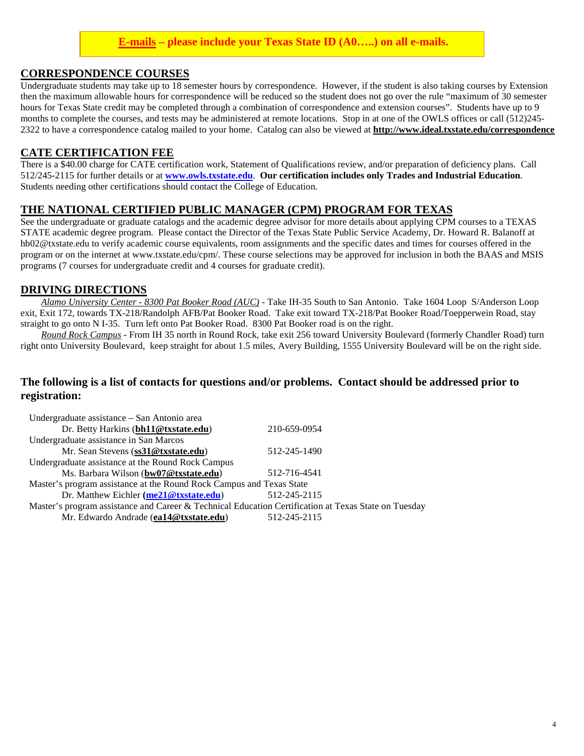**E-mails – please include your Texas State ID (A0…..) on all e-mails.**

## CORRESPONDENCE COURSES

Undergraduate students may take up to 18 semester hours by correspondence. However, if the student is also taking courses by Extension then the maximum allowable hours for correspondence will be reduced so the student does not go over the rule "maximum of 30 semester hours for Texas State credit may be completed through a combination of correspondence and extension courses". Students have up to 9 months to complete the courses, and tests may be administered at remote locations. Stop in at one of the OWLS offices or call (512)245-2322 to have a correspondence catalog mailed to your home. Catalog can also be viewed at **http://www.ideal.txstate.edu/correspondence**

## CATE CERTIFICATION FEE

There is a $40.00 charge for CATE certification work, Statement of Qualifications review, and/or preparation of deficiency plans. Call 512/245-2115 for further details or at **www.owls.txstate.edu**. **Our certification includes only Trades and Industrial Education**. Students needing other certifications should contact the College of Education.

## THE NATIONAL CERTIFIED PUBLIC MANAGER (CPM) PROGRAM FOR TEXAS

See the undergraduate or graduate catalogs and the academic degree advisor for more details about applying CPM courses to a TEXAS STATE academic degree program. Please contact the Director of the Texas State Public Service Academy, Dr. Howard R. Balanoff at hb02@txstate.edu to verify academic course equivalents, room assignments and the specific dates and times for courses offered in the program or on the internet at www.txstate.edu/cpm/. These course selections may be approved for inclusion in both the BAAS and MSIS programs (7 courses for undergraduate credit and 4 courses for graduate credit).

## DRIVING DIRECTIONS

*Alamo University Center - 8300 Pat Booker Road (AUC)* - Take IH-35 South to San Antonio. Take 1604 Loop S/Anderson Loop exit, Exit 172, towards TX-218/Randolph AFB/Pat Booker Road. Take exit toward TX-218/Pat Booker Road/Toepperwein Road, stay straight to go onto N I-35. Turn left onto Pat Booker Road. 8300 Pat Booker road is on the right.

*Round Rock Campus* - From IH 35 north in Round Rock, take exit 256 toward University Boulevard (formerly Chandler Road) turn right onto University Boulevard, keep straight for about 1.5 miles, Avery Building, 1555 University Boulevard will be on the right side.

### The following is a list of contacts for questions and/or problems. Contact should be addressed prior to registration:

Undergraduate assistance – San Antonio area
Dr. Betty Harkins (**bh11@txstate.edu**) 210-659-0954

Undergraduate assistance in San Marcos
Mr. Sean Stevens (**ss31@txstate.edu**) 512-245-1490

Undergraduate assistance at the Round Rock Campus
Ms. Barbara Wilson (**bw07@txstate.edu**) 512-716-4541

Master's program assistance at the Round Rock Campus and Texas State
Dr. Matthew Eichler (**me21@txstate.edu**) 512-245-2115

Master's program assistance and Career & Technical Education Certification at Texas State on Tuesday
Mr. Edwardo Andrade (**ea14@txstate.edu**) 512-245-2115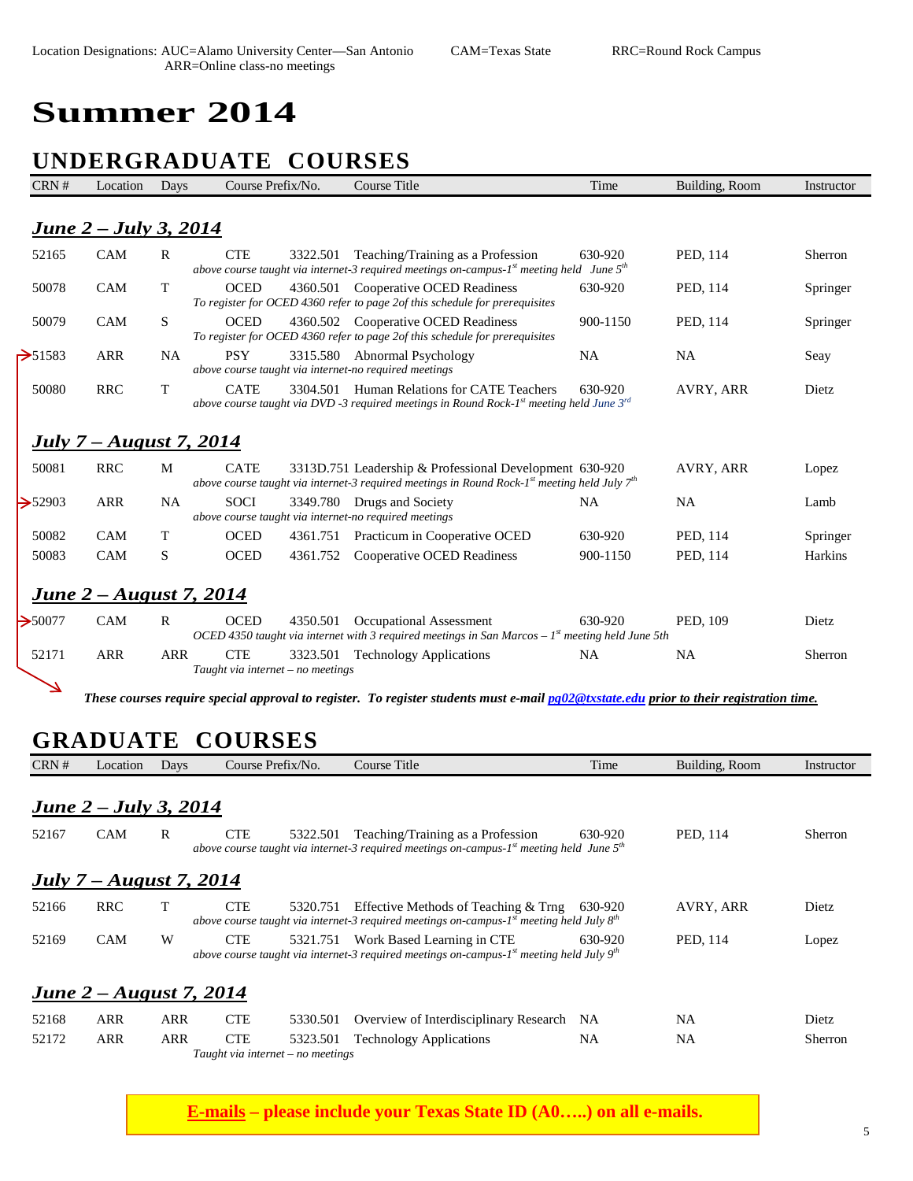Location Designations: AUC=Alamo University Center—San Antonio CAM=Texas State RRC=Round Rock Campus ARR=Online class-no meetings

# Summer 2014

## UNDERGRADUATE COURSES

| CRN # | Location | Days | Course Prefix/No. | | Course Title | Time | Building, Room | Instructor |
|---|---|---|---|---|---|---|---|---|
| ***June 2 – July 3, 2014*** | | | | | | | | |
| 52165 | CAM | R | CTE | 3322.501 | Teaching/Training as a Profession *above course taught via internet-3 required meetings on-campus-1st meeting held June 5th* | 630-920 | PED, 114 | Sherron |
| 50078 | CAM | T | OCED | 4360.501 | Cooperative OCED Readiness *To register for OCED 4360 refer to page 2of this schedule for prerequisites* | 630-920 | PED, 114 | Springer |
| 50079 | CAM | S | OCED | 4360.502 | Cooperative OCED Readiness *To register for OCED 4360 refer to page 2of this schedule for prerequisites* | 900-1150 | PED, 114 | Springer |
| 51583 | ARR | NA | PSY | 3315.580 | Abnormal Psychology *above course taught via internet-no required meetings* | NA | NA | Seay |
| 50080 | RRC | T | CATE | 3304.501 | Human Relations for CATE Teachers *above course taught via DVD -3 required meetings in Round Rock-1st meeting held June 3rd* | 630-920 | AVRY, ARR | Dietz |
| ***July 7 – August 7, 2014*** | | | | | | | | |
| 50081 | RRC | M | CATE | 3313D.751 | Leadership & Professional Development *above course taught via internet-3 required meetings in Round Rock-1st meeting held July 7th* | 630-920 | AVRY, ARR | Lopez |
| 52903 | ARR | NA | SOCI | 3349.780 | Drugs and Society *above course taught via internet-no required meetings* | NA | NA | Lamb |
| 50082 | CAM | T | OCED | 4361.751 | Practicum in Cooperative OCED | 630-920 | PED, 114 | Springer |
| 50083 | CAM | S | OCED | 4361.752 | Cooperative OCED Readiness | 900-1150 | PED, 114 | Harkins |
| ***June 2 – August 7, 2014*** | | | | | | | | |
| 50077 | CAM | R | OCED | 4350.501 | Occupational Assessment *OCED 4350 taught via internet with 3 required meetings in San Marcos – 1st meeting held June 5th* | 630-920 | PED, 109 | Dietz |
| 52171 | ARR | ARR | CTE | 3323.501 | Technology Applications *Taught via internet – no meetings* | NA | NA | Sherron |

***These courses require special approval to register. To register students must e-mail pg02@txstate.edu prior to their registration time.***

## GRADUATE COURSES

| CRN # | Location | Days | Course Prefix/No. | | Course Title | Time | Building, Room | Instructor |
|---|---|---|---|---|---|---|---|---|
| ***June 2 – July 3, 2014*** | | | | | | | | |
| 52167 | CAM | R | CTE | 5322.501 | Teaching/Training as a Profession *above course taught via internet-3 required meetings on-campus-1st meeting held June 5th* | 630-920 | PED, 114 | Sherron |
| ***July 7 – August 7, 2014*** | | | | | | | | |
| 52166 | RRC | T | CTE | 5320.751 | Effective Methods of Teaching & Trng *above course taught via internet-3 required meetings on-campus-1st meeting held July 8th* | 630-920 | AVRY, ARR | Dietz |
| 52169 | CAM | W | CTE | 5321.751 | Work Based Learning in CTE *above course taught via internet-3 required meetings on-campus-1st meeting held July 9th* | 630-920 | PED, 114 | Lopez |
| ***June 2 – August 7, 2014*** | | | | | | | | |
| 52168 | ARR | ARR | CTE | 5330.501 | Overview of Interdisciplinary Research | NA | NA | Dietz |
| 52172 | ARR | ARR | CTE | 5323.501 | Technology Applications *Taught via internet – no meetings* | NA | NA | Sherron |

**E-mails – please include your Texas State ID (A0…..) on all e-mails.**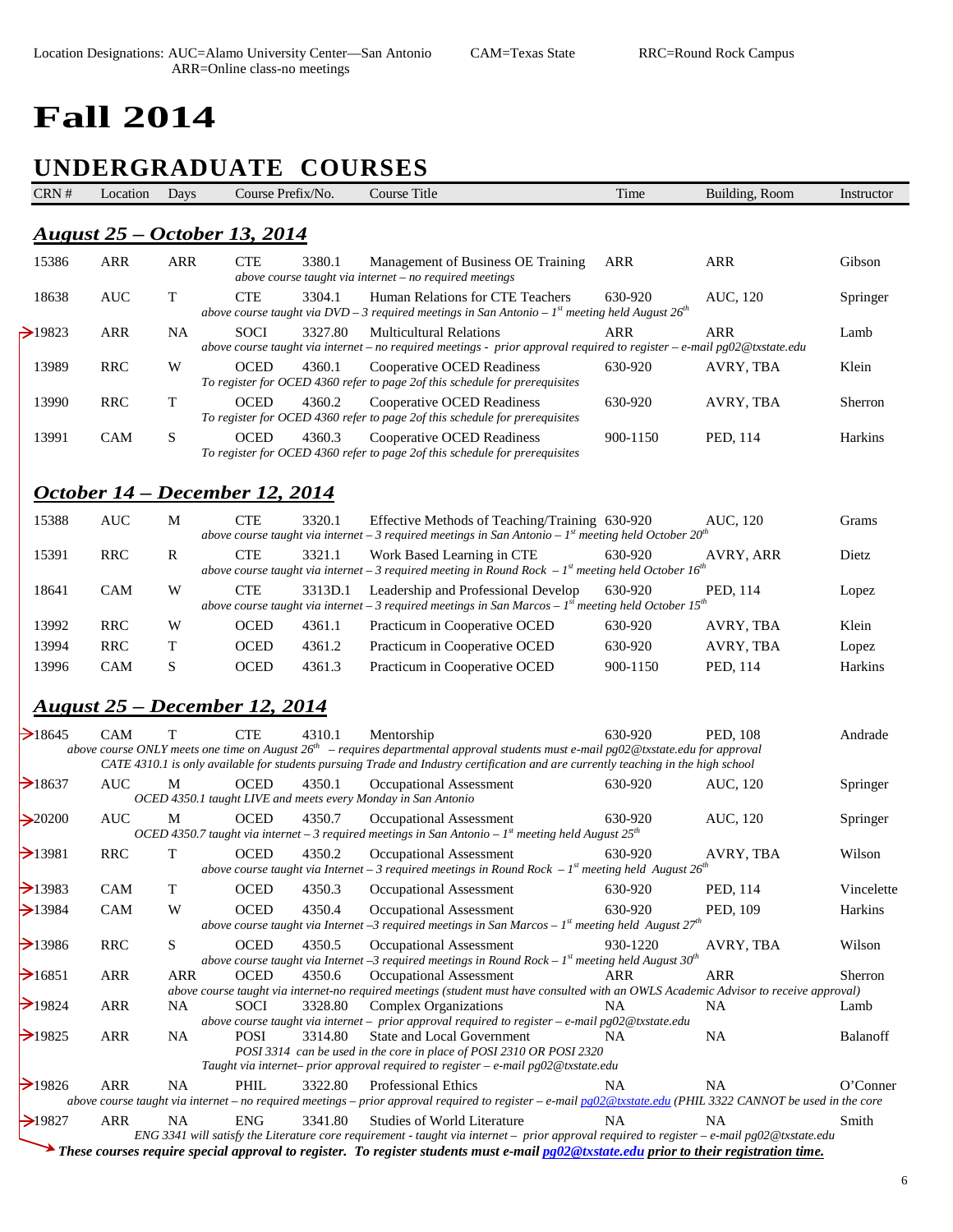Location Designations: AUC=Alamo University Center—San Antonio CAM=Texas State RRC=Round Rock Campus ARR=Online class-no meetings

# Fall 2014

## UNDERGRADUATE COURSES

### August 25 – October 13, 2014

| CRN # | Location | Days | Course Prefix/No. | | Course Title | Time | Building, Room | Instructor |
|---|---|---|---|---|---|---|---|---|
| 15386 | ARR | ARR | CTE | 3380.1 | Management of Business OE Training | ARR | ARR | Gibson |
| | | | *above course taught via internet – no required meetings* | | | | | |
| 18638 | AUC | T | CTE | 3304.1 | Human Relations for CTE Teachers | 630-920 | AUC, 120 | Springer |
| | | | *above course taught via DVD – 3 required meetings in San Antonio – 1st meeting held August 26th* | | | | | |
| ➔19823 | ARR | NA | SOCI | 3327.80 | Multicultural Relations | ARR | ARR | Lamb |
| | | | *above course taught via internet – no required meetings - prior approval required to register – e-mail pg02@txstate.edu* | | | | | |
| 13989 | RRC | W | OCED | 4360.1 | Cooperative OCED Readiness | 630-920 | AVRY, TBA | Klein |
| | | | *To register for OCED 4360 refer to page 2of this schedule for prerequisites* | | | | | |
| 13990 | RRC | T | OCED | 4360.2 | Cooperative OCED Readiness | 630-920 | AVRY, TBA | Sherron |
| | | | *To register for OCED 4360 refer to page 2of this schedule for prerequisites* | | | | | |
| 13991 | CAM | S | OCED | 4360.3 | Cooperative OCED Readiness | 900-1150 | PED, 114 | Harkins |
| | | | *To register for OCED 4360 refer to page 2of this schedule for prerequisites* | | | | | |

### October 14 – December 12, 2014

| CRN # | Location | Days | Course Prefix/No. | | Course Title | Time | Building, Room | Instructor |
|---|---|---|---|---|---|---|---|---|
| 15388 | AUC | M | CTE | 3320.1 | Effective Methods of Teaching/Training | 630-920 | AUC, 120 | Grams |
| | | | *above course taught via internet – 3 required meetings in San Antonio – 1st meeting held October 20th* | | | | | |
| 15391 | RRC | R | CTE | 3321.1 | Work Based Learning in CTE | 630-920 | AVRY, ARR | Dietz |
| | | | *above course taught via internet – 3 required meeting in Round Rock – 1st meeting held October 16th* | | | | | |
| 18641 | CAM | W | CTE | 3313D.1 | Leadership and Professional Develop | 630-920 | PED, 114 | Lopez |
| | | | *above course taught via internet – 3 required meetings in San Marcos – 1st meeting held October 15th* | | | | | |
| 13992 | RRC | W | OCED | 4361.1 | Practicum in Cooperative OCED | 630-920 | AVRY, TBA | Klein |
| 13994 | RRC | T | OCED | 4361.2 | Practicum in Cooperative OCED | 630-920 | AVRY, TBA | Lopez |
| 13996 | CAM | S | OCED | 4361.3 | Practicum in Cooperative OCED | 900-1150 | PED, 114 | Harkins |

### August 25 – December 12, 2014

| CRN # | Location | Days | Course Prefix/No. | | Course Title | Time | Building, Room | Instructor |
|---|---|---|---|---|---|---|---|---|
| ➔18645 | CAM | T | CTE | 4310.1 | Mentorship | 630-920 | PED, 108 | Andrade |
| | | | *above course ONLY meets one time on August 26th – requires departmental approval students must e-mail pg02@txstate.edu for approval CATE 4310.1 is only available for students pursuing Trade and Industry certification and are currently teaching in the high school* | | | | | |
| ➔18637 | AUC | M | OCED | 4350.1 | Occupational Assessment | 630-920 | AUC, 120 | Springer |
| | | | *OCED 4350.1 taught LIVE and meets every Monday in San Antonio* | | | | | |
| ➔20200 | AUC | M | OCED | 4350.7 | Occupational Assessment | 630-920 | AUC, 120 | Springer |
| | | | *OCED 4350.7 taught via internet – 3 required meetings in San Antonio – 1st meeting held August 25th* | | | | | |
| ➔13981 | RRC | T | OCED | 4350.2 | Occupational Assessment | 630-920 | AVRY, TBA | Wilson |
| | | | *above course taught via Internet – 3 required meetings in Round Rock – 1st meeting held August 26th* | | | | | |
| ➔13983 | CAM | T | OCED | 4350.3 | Occupational Assessment | 630-920 | PED, 114 | Vincelette |
| ➔13984 | CAM | W | OCED | 4350.4 | Occupational Assessment | 630-920 | PED, 109 | Harkins |
| | | | *above course taught via Internet –3 required meetings in San Marcos – 1st meeting held August 27th* | | | | | |
| ➔13986 | RRC | S | OCED | 4350.5 | Occupational Assessment | 930-1220 | AVRY, TBA | Wilson |
| | | | *above course taught via Internet –3 required meetings in Round Rock – 1st meeting held August 30th* | | | | | |
| ➔16851 | ARR | ARR | OCED | 4350.6 | Occupational Assessment | ARR | ARR | Sherron |
| | | | *above course taught via internet-no required meetings (student must have consulted with an OWLS Academic Advisor to receive approval)* | | | | | |
| ➔19824 | ARR | NA | SOCI | 3328.80 | Complex Organizations | NA | NA | Lamb |
| | | | *above course taught via internet – prior approval required to register – e-mail pg02@txstate.edu* | | | | | |
| ➔19825 | ARR | NA | POSI | 3314.80 | State and Local Government | NA | NA | Balanoff |
| | | | *POSI 3314 can be used in the core in place of POSI 2310 OR POSI 2320 Taught via internet– prior approval required to register – e-mail pg02@txstate.edu* | | | | | |
| ➔19826 | ARR | NA | PHIL | 3322.80 | Professional Ethics | NA | NA | O'Conner |
| | | | *above course taught via internet – no required meetings – prior approval required to register – e-mail pg02@txstate.edu (PHIL 3322 CANNOT be used in the core* | | | | | |
| ➔19827 | ARR | NA | ENG | 3341.80 | Studies of World Literature | NA | NA | Smith |
| | | | *ENG 3341 will satisfy the Literature core requirement - taught via internet – prior approval required to register – e-mail pg02@txstate.edu* | | | | | |

➔ ***These courses require special approval to register. To register students must e-mail pg02@txstate.edu prior to their registration time.***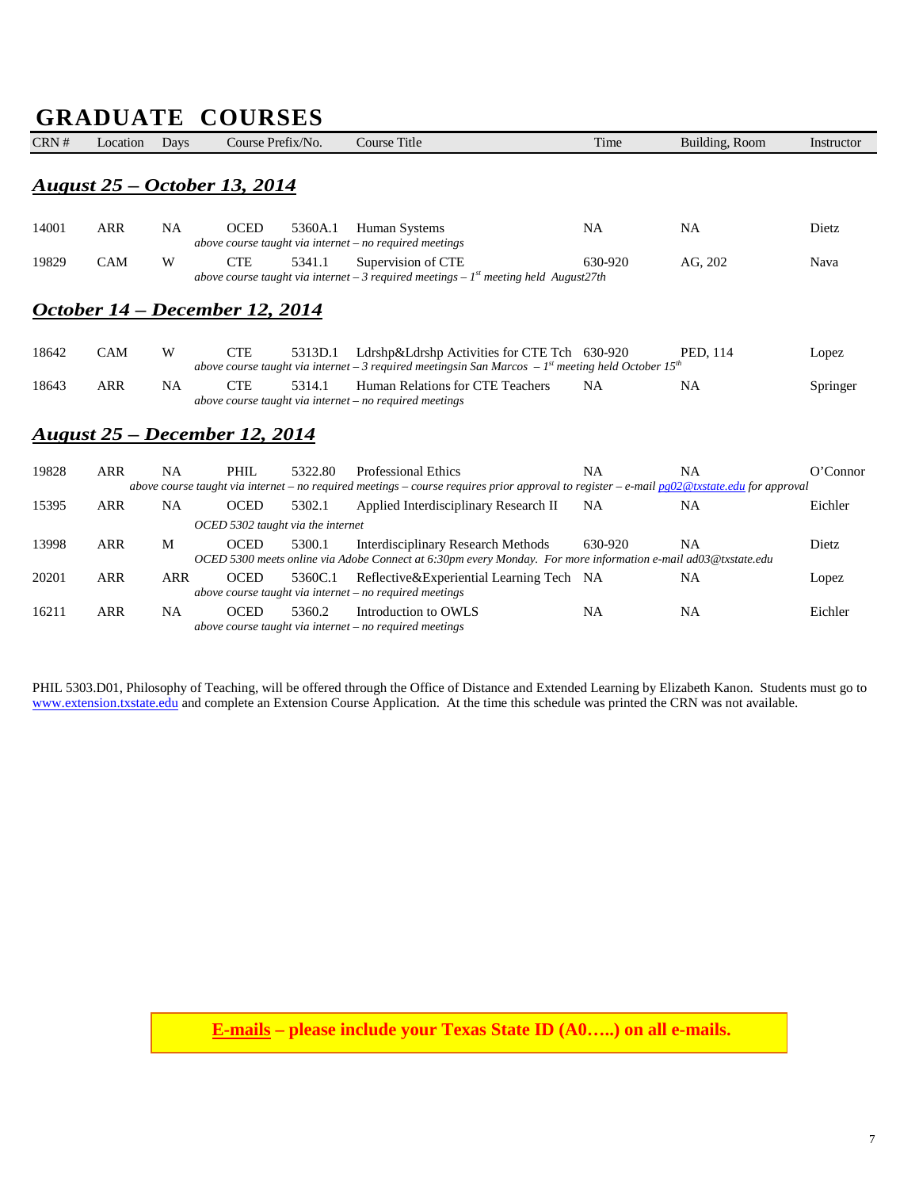# GRADUATE COURSES

| CRN # | Location | Days | Course Prefix/No. | | Course Title | Time | Building, Room | Instructor |
|---|---|---|---|---|---|---|---|---|

## *August 25 – October 13, 2014*

| CRN # | Location | Days | Course Prefix/No. | | Course Title | Time | Building, Room | Instructor |
|---|---|---|---|---|---|---|---|---|
| 14001 | ARR | NA | OCED | 5360A.1 | Human Systems | NA | NA | Dietz |
| | | | *above course taught via internet – no required meetings* | | | | | |
| 19829 | CAM | W | CTE | 5341.1 | Supervision of CTE | 630-920 | AG, 202 | Nava |
| | | | *above course taught via internet – 3 required meetings – 1st meeting held August27th* | | | | | |

## *October 14 – December 12, 2014*

| CRN # | Location | Days | Course Prefix/No. | | Course Title | Time | Building, Room | Instructor |
|---|---|---|---|---|---|---|---|---|
| 18642 | CAM | W | CTE | 5313D.1 | Ldrshp&Ldrshp Activities for CTE Tch | 630-920 | PED, 114 | Lopez |
| | | | *above course taught via internet – 3 required meetingsin San Marcos – 1st meeting held October 15th* | | | | | |
| 18643 | ARR | NA | CTE | 5314.1 | Human Relations for CTE Teachers | NA | NA | Springer |
| | | | *above course taught via internet – no required meetings* | | | | | |

## *August 25 – December 12, 2014*

| CRN # | Location | Days | Course Prefix/No. | | Course Title | Time | Building, Room | Instructor |
|---|---|---|---|---|---|---|---|---|
| 19828 | ARR | NA | PHIL | 5322.80 | Professional Ethics | NA | NA | O'Connor |
| | | | *above course taught via internet – no required meetings – course requires prior approval to register – e-mail pg02@txstate.edu for approval* | | | | | |
| 15395 | ARR | NA | OCED | 5302.1 | Applied Interdisciplinary Research II | NA | NA | Eichler |
| | | | *OCED 5302 taught via the internet* | | | | | |
| 13998 | ARR | M | OCED | 5300.1 | Interdisciplinary Research Methods | 630-920 | NA | Dietz |
| | | | *OCED 5300 meets online via Adobe Connect at 6:30pm every Monday. For more information e-mail ad03@txstate.edu* | | | | | |
| 20201 | ARR | ARR | OCED | 5360C.1 | Reflective&Experiential Learning Tech | NA | NA | Lopez |
| | | | *above course taught via internet – no required meetings* | | | | | |
| 16211 | ARR | NA | OCED | 5360.2 | Introduction to OWLS | NA | NA | Eichler |
| | | | *above course taught via internet – no required meetings* | | | | | |

PHIL 5303.D01, Philosophy of Teaching, will be offered through the Office of Distance and Extended Learning by Elizabeth Kanon. Students must go to www.extension.txstate.edu and complete an Extension Course Application. At the time this schedule was printed the CRN was not available.

**E-mails – please include your Texas State ID (A0…..) on all e-mails.**